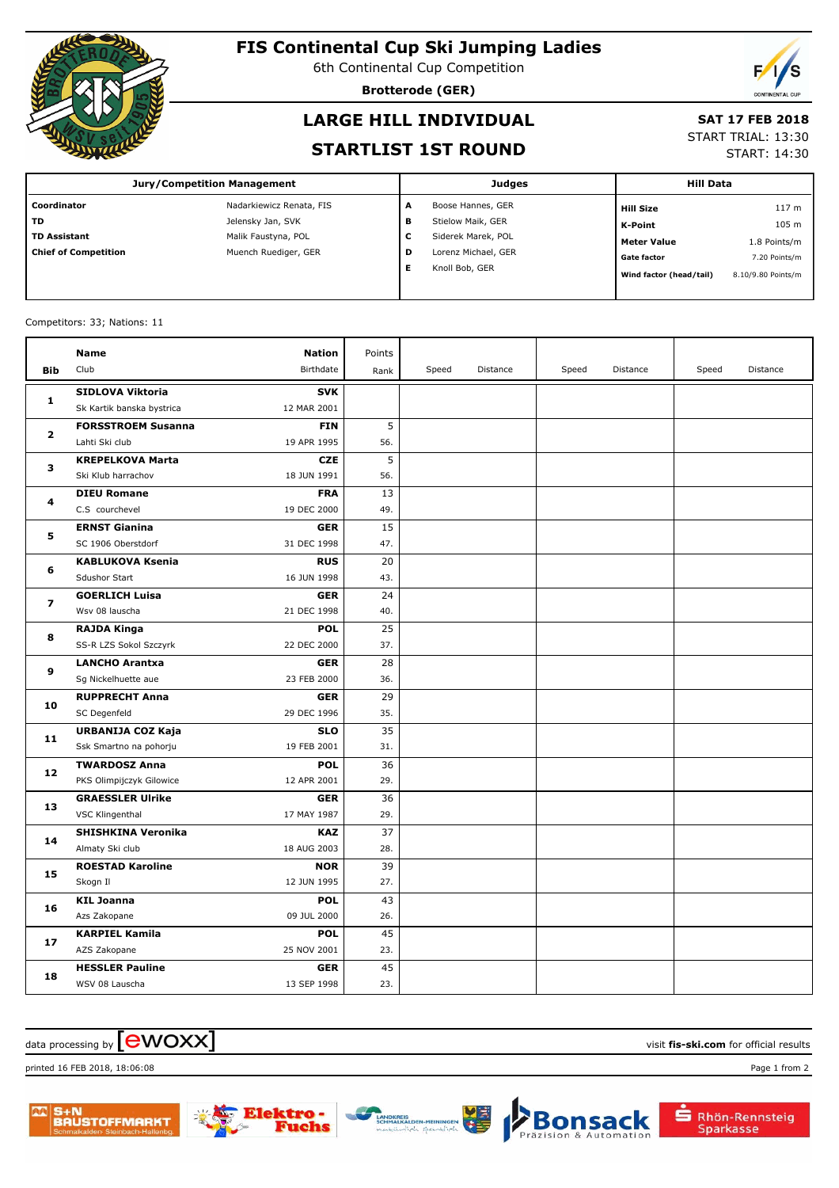# FIS Continental Cup Ski Jumping Ladies

6th Continental Cup Competition

**Brotterode (GER)**

## LARGE HILL INDIVIDUAL

## STARTLIST 1ST ROUND

**SAT 17 FEB 2018**
START TRIAL: 13:30
START: 14:30

| Jury/Competition Management | | Judges | | Hill Data | |
|---|---|---|---|---|---|
| **Coordinator** | Nadarkiewicz Renata, FIS | **A** | Boose Hannes, GER | **Hill Size** | 117 m |
| **TD** | Jelensky Jan, SVK | **B** | Stielow Maik, GER | **K-Point** | 105 m |
| **TD Assistant** | Malik Faustyna, POL | **C** | Siderek Marek, POL | **Meter Value** | 1.8 Points/m |
| **Chief of Competition** | Muench Ruediger, GER | **D** | Lorenz Michael, GER | **Gate factor** | 7.20 Points/m |
| | | **E** | Knoll Bob, GER | **Wind factor (head/tail)** | 8.10/9.80 Points/m |

Competitors: 33; Nations: 11

| Bib | Name / Club | Nation / Birthdate | Points / Rank | Speed | Distance | Speed | Distance | Speed | Distance |
|---|---|---|---|---|---|---|---|---|---|
| 1 | **SIDLOVA Viktoria**<br>Sk Kartik banska bystrica | **SVK**<br>12 MAR 2001 | | | | | | | |
| 2 | **FORSSTROEM Susanna**<br>Lahti Ski club | **FIN**<br>19 APR 1995 | 5<br>56. | | | | | | |
| 3 | **KREPELKOVA Marta**<br>Ski Klub harrachov | **CZE**<br>18 JUN 1991 | 5<br>56. | | | | | | |
| 4 | **DIEU Romane**<br>C.S courchevel | **FRA**<br>19 DEC 2000 | 13<br>49. | | | | | | |
| 5 | **ERNST Gianina**<br>SC 1906 Oberstdorf | **GER**<br>31 DEC 1998 | 15<br>47. | | | | | | |
| 6 | **KABLUKOVA Ksenia**<br>Sdushor Start | **RUS**<br>16 JUN 1998 | 20<br>43. | | | | | | |
| 7 | **GOERLICH Luisa**<br>Wsv 08 lauscha | **GER**<br>21 DEC 1998 | 24<br>40. | | | | | | |
| 8 | **RAJDA Kinga**<br>SS-R LZS Sokol Szczyrk | **POL**<br>22 DEC 2000 | 25<br>37. | | | | | | |
| 9 | **LANCHO Arantxa**<br>Sg Nickelhuette aue | **GER**<br>23 FEB 2000 | 28<br>36. | | | | | | |
| 10 | **RUPPRECHT Anna**<br>SC Degenfeld | **GER**<br>29 DEC 1996 | 29<br>35. | | | | | | |
| 11 | **URBANIJA COZ Kaja**<br>Ssk Smartno na pohorju | **SLO**<br>19 FEB 2001 | 35<br>31. | | | | | | |
| 12 | **TWARDOSZ Anna**<br>PKS Olimpijczyk Gilowice | **POL**<br>12 APR 2001 | 36<br>29. | | | | | | |
| 13 | **GRAESSLER Ulrike**<br>VSC Klingenthal | **GER**<br>17 MAY 1987 | 36<br>29. | | | | | | |
| 14 | **SHISHKINA Veronika**<br>Almaty Ski club | **KAZ**<br>18 AUG 2003 | 37<br>28. | | | | | | |
| 15 | **ROESTAD Karoline**<br>Skogn Il | **NOR**<br>12 JUN 1995 | 39<br>27. | | | | | | |
| 16 | **KIL Joanna**<br>Azs Zakopane | **POL**<br>09 JUL 2000 | 43<br>26. | | | | | | |
| 17 | **KARPIEL Kamila**<br>AZS Zakopane | **POL**<br>25 NOV 2001 | 45<br>23. | | | | | | |
| 18 | **HESSLER Pauline**<br>WSV 08 Lauscha | **GER**<br>13 SEP 1998 | 45<br>23. | | | | | | |

data processing by ewoxx — visit **fis-ski.com** for official results

printed 16 FEB 2018, 18:06:08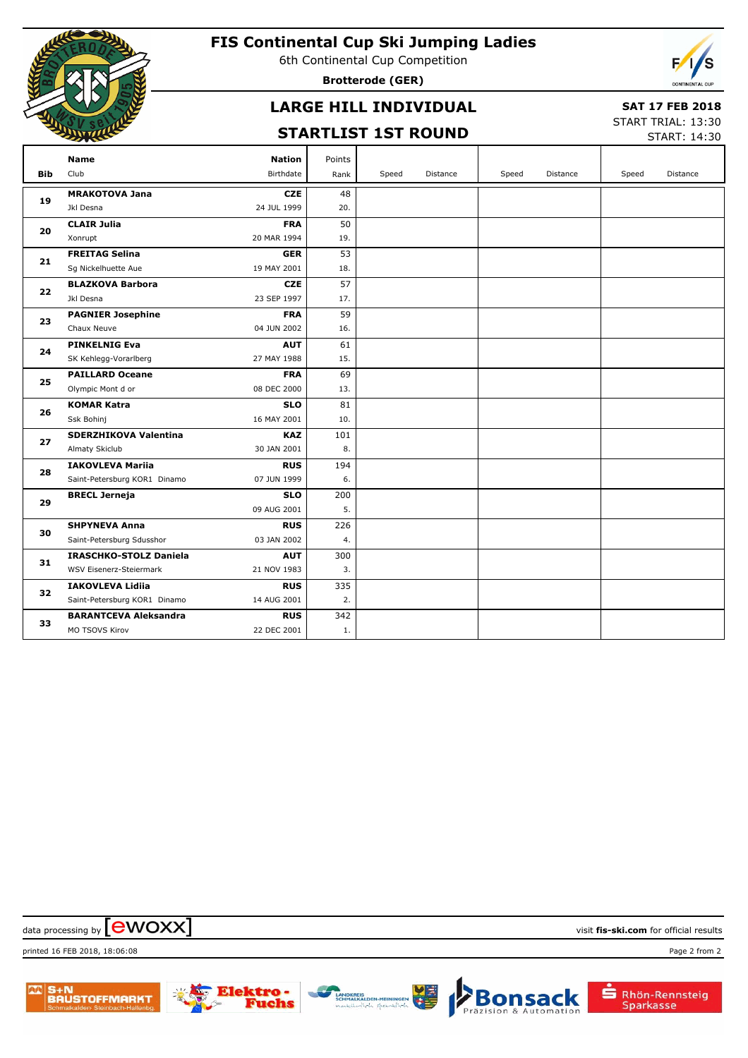# FIS Continental Cup Ski Jumping Ladies

6th Continental Cup Competition

**Brotterode (GER)**

## LARGE HILL INDIVIDUAL

## STARTLIST 1ST ROUND

**SAT 17 FEB 2018**

START TRIAL: 13:30

START: 14:30

| Bib | Name / Club | Nation / Birthdate | Points / Rank | Speed | Distance | Speed | Distance | Speed | Distance |
|---|---|---|---|---|---|---|---|---|---|
| 19 | **MRAKOTOVA Jana**<br>Jkl Desna | **CZE**<br>24 JUL 1999 | 48<br>20. | | | | | | |
| 20 | **CLAIR Julia**<br>Xonrupt | **FRA**<br>20 MAR 1994 | 50<br>19. | | | | | | |
| 21 | **FREITAG Selina**<br>Sg Nickelhuette Aue | **GER**<br>19 MAY 2001 | 53<br>18. | | | | | | |
| 22 | **BLAZKOVA Barbora**<br>Jkl Desna | **CZE**<br>23 SEP 1997 | 57<br>17. | | | | | | |
| 23 | **PAGNIER Josephine**<br>Chaux Neuve | **FRA**<br>04 JUN 2002 | 59<br>16. | | | | | | |
| 24 | **PINKELNIG Eva**<br>SK Kehlegg-Vorarlberg | **AUT**<br>27 MAY 1988 | 61<br>15. | | | | | | |
| 25 | **PAILLARD Oceane**<br>Olympic Mont d or | **FRA**<br>08 DEC 2000 | 69<br>13. | | | | | | |
| 26 | **KOMAR Katra**<br>Ssk Bohinj | **SLO**<br>16 MAY 2001 | 81<br>10. | | | | | | |
| 27 | **SDERZHIKOVA Valentina**<br>Almaty Skiclub | **KAZ**<br>30 JAN 2001 | 101<br>8. | | | | | | |
| 28 | **IAKOVLEVA Mariia**<br>Saint-Petersburg KOR1 Dinamo | **RUS**<br>07 JUN 1999 | 194<br>6. | | | | | | |
| 29 | **BRECL Jerneja** | **SLO**<br>09 AUG 2001 | 200<br>5. | | | | | | |
| 30 | **SHPYNEVA Anna**<br>Saint-Petersburg Sdusshor | **RUS**<br>03 JAN 2002 | 226<br>4. | | | | | | |
| 31 | **IRASCHKO-STOLZ Daniela**<br>WSV Eisenerz-Steiermark | **AUT**<br>21 NOV 1983 | 300<br>3. | | | | | | |
| 32 | **IAKOVLEVA Lidiia**<br>Saint-Petersburg KOR1 Dinamo | **RUS**<br>14 AUG 2001 | 335<br>2. | | | | | | |
| 33 | **BARANTCEVA Aleksandra**<br>MO TSOVS Kirov | **RUS**<br>22 DEC 2001 | 342<br>1. | | | | | | |

data processing by ewoxx — visit **fis-ski.com** for official results

printed 16 FEB 2018, 18:06:08